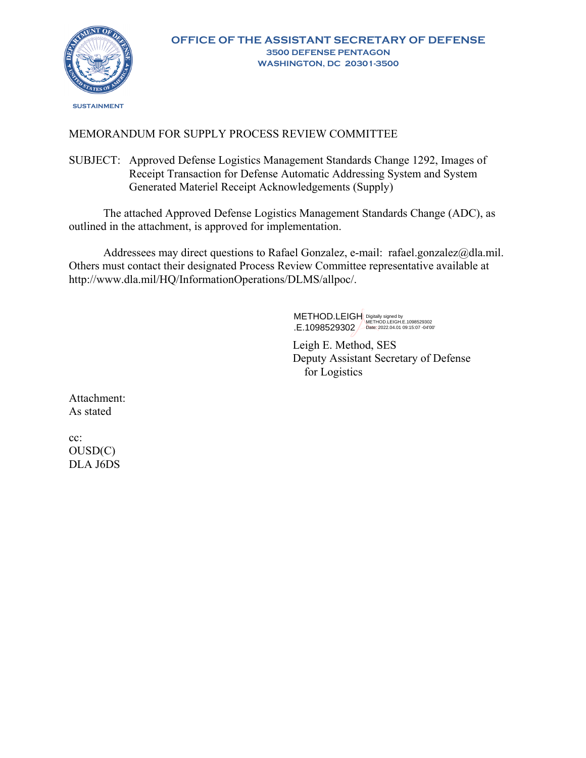**OFFICE OF THE ASSISTANT SECRETARY OF DEFENSE**
**3500 DEFENSE PENTAGON**
**WASHINGTON, DC 20301-3500**

SUSTAINMENT

MEMORANDUM FOR SUPPLY PROCESS REVIEW COMMITTEE

SUBJECT: Approved Defense Logistics Management Standards Change 1292, Images of Receipt Transaction for Defense Automatic Addressing System and System Generated Materiel Receipt Acknowledgements (Supply)

The attached Approved Defense Logistics Management Standards Change (ADC), as outlined in the attachment, is approved for implementation.

Addressees may direct questions to Rafael Gonzalez, e-mail: rafael.gonzalez@dla.mil. Others must contact their designated Process Review Committee representative available at http://www.dla.mil/HQ/InformationOperations/DLMS/allpoc/.

METHOD.LEIGH.E.1098529302 Digitally signed by METHOD.LEIGH.E.1098529302 Date: 2022.04.01 09:15:07 -04'00'

Leigh E. Method, SES
Deputy Assistant Secretary of Defense
for Logistics

Attachment:
As stated

cc:
OUSD(C)
DLA J6DS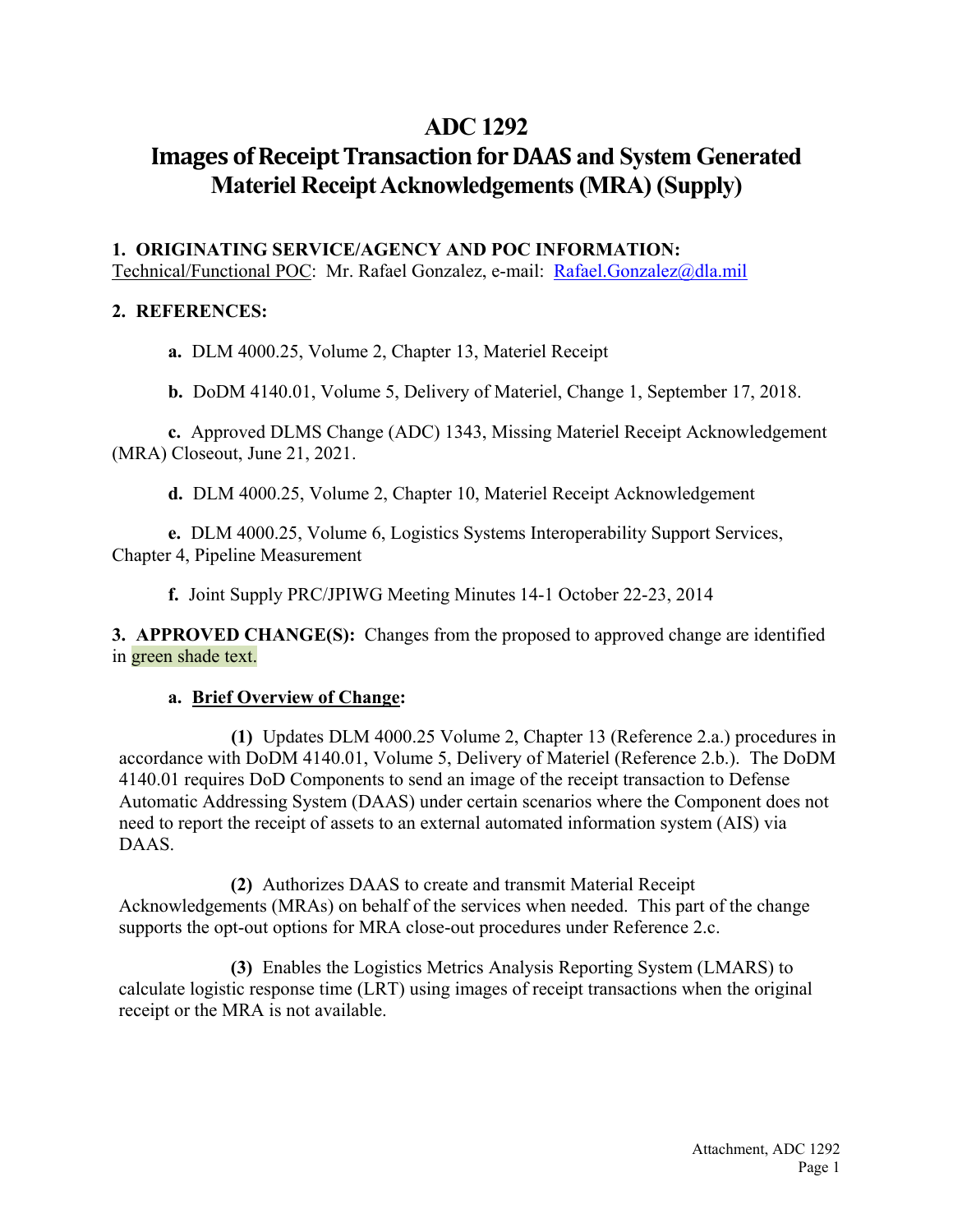# ADC 1292

# Images of Receipt Transaction for DAAS and System Generated Materiel Receipt Acknowledgements (MRA) (Supply)

**1. ORIGINATING SERVICE/AGENCY AND POC INFORMATION:**
Technical/Functional POC: Mr. Rafael Gonzalez, e-mail: [Rafael.Gonzalez@dla.mil](mailto:Rafael.Gonzalez@dla.mil)

**2. REFERENCES:**

**a.** DLM 4000.25, Volume 2, Chapter 13, Materiel Receipt

**b.** DoDM 4140.01, Volume 5, Delivery of Materiel, Change 1, September 17, 2018.

**c.** Approved DLMS Change (ADC) 1343, Missing Materiel Receipt Acknowledgement (MRA) Closeout, June 21, 2021.

**d.** DLM 4000.25, Volume 2, Chapter 10, Materiel Receipt Acknowledgement

**e.** DLM 4000.25, Volume 6, Logistics Systems Interoperability Support Services, Chapter 4, Pipeline Measurement

**f.** Joint Supply PRC/JPIWG Meeting Minutes 14-1 October 22-23, 2014

**3. APPROVED CHANGE(S):** Changes from the proposed to approved change are identified in green shade text.

**a. Brief Overview of Change:**

**(1)** Updates DLM 4000.25 Volume 2, Chapter 13 (Reference 2.a.) procedures in accordance with DoDM 4140.01, Volume 5, Delivery of Materiel (Reference 2.b.). The DoDM 4140.01 requires DoD Components to send an image of the receipt transaction to Defense Automatic Addressing System (DAAS) under certain scenarios where the Component does not need to report the receipt of assets to an external automated information system (AIS) via DAAS.

**(2)** Authorizes DAAS to create and transmit Material Receipt Acknowledgements (MRAs) on behalf of the services when needed. This part of the change supports the opt-out options for MRA close-out procedures under Reference 2.c.

**(3)** Enables the Logistics Metrics Analysis Reporting System (LMARS) to calculate logistic response time (LRT) using images of receipt transactions when the original receipt or the MRA is not available.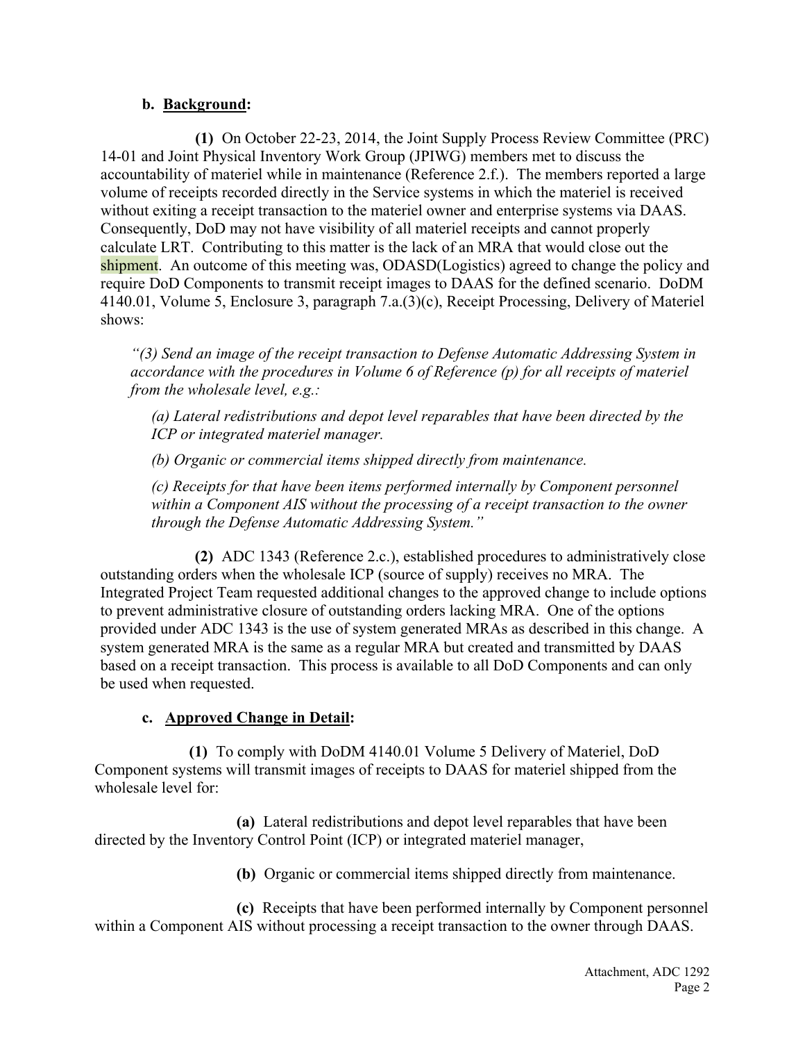**b. Background:**

**(1)** On October 22-23, 2014, the Joint Supply Process Review Committee (PRC) 14-01 and Joint Physical Inventory Work Group (JPIWG) members met to discuss the accountability of materiel while in maintenance (Reference 2.f.). The members reported a large volume of receipts recorded directly in the Service systems in which the materiel is received without exiting a receipt transaction to the materiel owner and enterprise systems via DAAS. Consequently, DoD may not have visibility of all materiel receipts and cannot properly calculate LRT. Contributing to this matter is the lack of an MRA that would close out the shipment. An outcome of this meeting was, ODASD(Logistics) agreed to change the policy and require DoD Components to transmit receipt images to DAAS for the defined scenario. DoDM 4140.01, Volume 5, Enclosure 3, paragraph 7.a.(3)(c), Receipt Processing, Delivery of Materiel shows:

> *"(3) Send an image of the receipt transaction to Defense Automatic Addressing System in accordance with the procedures in Volume 6 of Reference (p) for all receipts of materiel from the wholesale level, e.g.:*
>
> *(a) Lateral redistributions and depot level reparables that have been directed by the ICP or integrated materiel manager.*
>
> *(b) Organic or commercial items shipped directly from maintenance.*
>
> *(c) Receipts for that have been items performed internally by Component personnel within a Component AIS without the processing of a receipt transaction to the owner through the Defense Automatic Addressing System."*

**(2)** ADC 1343 (Reference 2.c.), established procedures to administratively close outstanding orders when the wholesale ICP (source of supply) receives no MRA. The Integrated Project Team requested additional changes to the approved change to include options to prevent administrative closure of outstanding orders lacking MRA. One of the options provided under ADC 1343 is the use of system generated MRAs as described in this change. A system generated MRA is the same as a regular MRA but created and transmitted by DAAS based on a receipt transaction. This process is available to all DoD Components and can only be used when requested.

**c. Approved Change in Detail:**

**(1)** To comply with DoDM 4140.01 Volume 5 Delivery of Materiel, DoD Component systems will transmit images of receipts to DAAS for materiel shipped from the wholesale level for:

**(a)** Lateral redistributions and depot level reparables that have been directed by the Inventory Control Point (ICP) or integrated materiel manager,

**(b)** Organic or commercial items shipped directly from maintenance.

**(c)** Receipts that have been performed internally by Component personnel within a Component AIS without processing a receipt transaction to the owner through DAAS.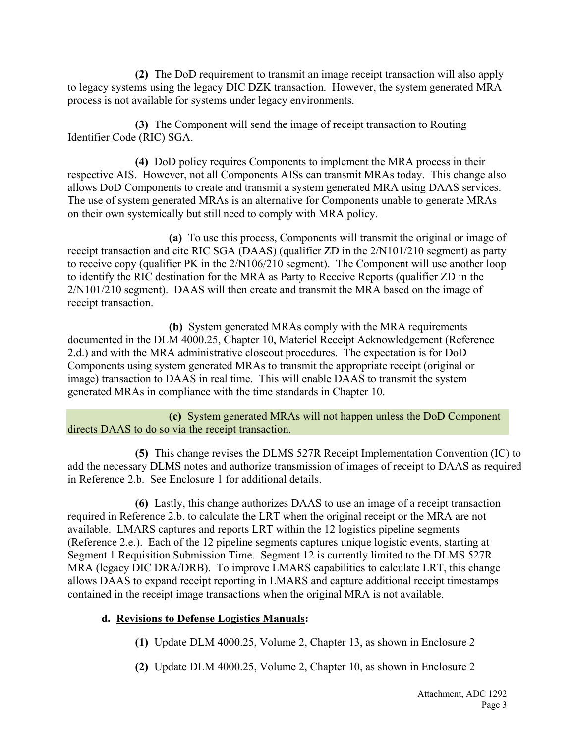**(2)** The DoD requirement to transmit an image receipt transaction will also apply to legacy systems using the legacy DIC DZK transaction. However, the system generated MRA process is not available for systems under legacy environments.

**(3)** The Component will send the image of receipt transaction to Routing Identifier Code (RIC) SGA.

**(4)** DoD policy requires Components to implement the MRA process in their respective AIS. However, not all Components AISs can transmit MRAs today. This change also allows DoD Components to create and transmit a system generated MRA using DAAS services. The use of system generated MRAs is an alternative for Components unable to generate MRAs on their own systemically but still need to comply with MRA policy.

**(a)** To use this process, Components will transmit the original or image of receipt transaction and cite RIC SGA (DAAS) (qualifier ZD in the 2/N101/210 segment) as party to receive copy (qualifier PK in the 2/N106/210 segment). The Component will use another loop to identify the RIC destination for the MRA as Party to Receive Reports (qualifier ZD in the 2/N101/210 segment). DAAS will then create and transmit the MRA based on the image of receipt transaction.

**(b)** System generated MRAs comply with the MRA requirements documented in the DLM 4000.25, Chapter 10, Materiel Receipt Acknowledgement (Reference 2.d.) and with the MRA administrative closeout procedures. The expectation is for DoD Components using system generated MRAs to transmit the appropriate receipt (original or image) transaction to DAAS in real time. This will enable DAAS to transmit the system generated MRAs in compliance with the time standards in Chapter 10.

**(c)** System generated MRAs will not happen unless the DoD Component directs DAAS to do so via the receipt transaction.

**(5)** This change revises the DLMS 527R Receipt Implementation Convention (IC) to add the necessary DLMS notes and authorize transmission of images of receipt to DAAS as required in Reference 2.b. See Enclosure 1 for additional details.

**(6)** Lastly, this change authorizes DAAS to use an image of a receipt transaction required in Reference 2.b. to calculate the LRT when the original receipt or the MRA are not available. LMARS captures and reports LRT within the 12 logistics pipeline segments (Reference 2.e.). Each of the 12 pipeline segments captures unique logistic events, starting at Segment 1 Requisition Submission Time. Segment 12 is currently limited to the DLMS 527R MRA (legacy DIC DRA/DRB). To improve LMARS capabilities to calculate LRT, this change allows DAAS to expand receipt reporting in LMARS and capture additional receipt timestamps contained in the receipt image transactions when the original MRA is not available.

**d. Revisions to Defense Logistics Manuals:**

**(1)** Update DLM 4000.25, Volume 2, Chapter 13, as shown in Enclosure 2

**(2)** Update DLM 4000.25, Volume 2, Chapter 10, as shown in Enclosure 2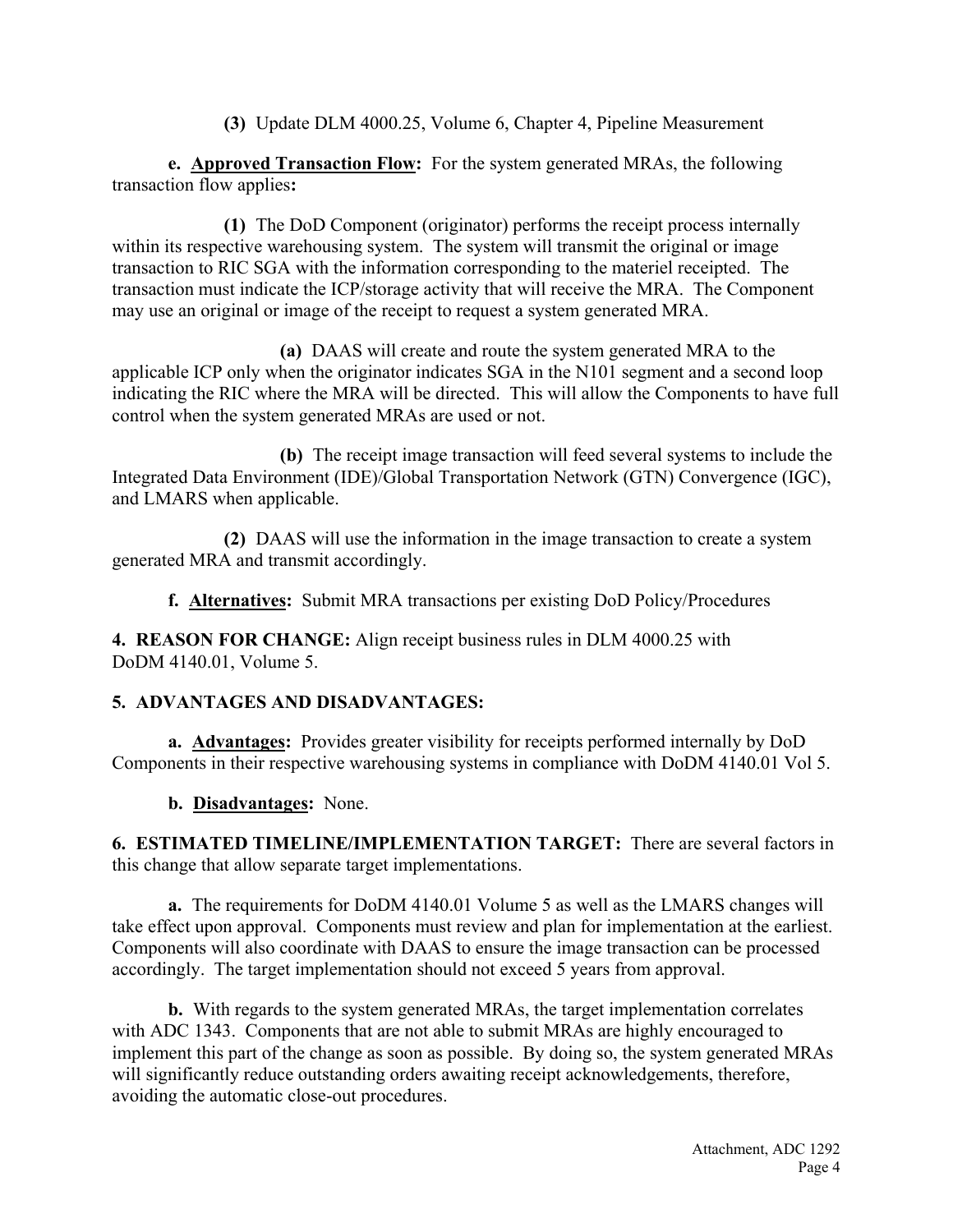**(3)** Update DLM 4000.25, Volume 6, Chapter 4, Pipeline Measurement

**e. <u>Approved Transaction Flow</u>:** For the system generated MRAs, the following transaction flow applies**:**

**(1)** The DoD Component (originator) performs the receipt process internally within its respective warehousing system. The system will transmit the original or image transaction to RIC SGA with the information corresponding to the materiel receipted. The transaction must indicate the ICP/storage activity that will receive the MRA. The Component may use an original or image of the receipt to request a system generated MRA.

**(a)** DAAS will create and route the system generated MRA to the applicable ICP only when the originator indicates SGA in the N101 segment and a second loop indicating the RIC where the MRA will be directed. This will allow the Components to have full control when the system generated MRAs are used or not.

**(b)** The receipt image transaction will feed several systems to include the Integrated Data Environment (IDE)/Global Transportation Network (GTN) Convergence (IGC), and LMARS when applicable.

**(2)** DAAS will use the information in the image transaction to create a system generated MRA and transmit accordingly.

**f. <u>Alternatives</u>:** Submit MRA transactions per existing DoD Policy/Procedures

**4. REASON FOR CHANGE:** Align receipt business rules in DLM 4000.25 with DoDM 4140.01, Volume 5.

**5. ADVANTAGES AND DISADVANTAGES:**

**a. <u>Advantages</u>:** Provides greater visibility for receipts performed internally by DoD Components in their respective warehousing systems in compliance with DoDM 4140.01 Vol 5.

**b. <u>Disadvantages</u>:** None.

**6. ESTIMATED TIMELINE/IMPLEMENTATION TARGET:** There are several factors in this change that allow separate target implementations.

**a.** The requirements for DoDM 4140.01 Volume 5 as well as the LMARS changes will take effect upon approval. Components must review and plan for implementation at the earliest. Components will also coordinate with DAAS to ensure the image transaction can be processed accordingly. The target implementation should not exceed 5 years from approval.

**b.** With regards to the system generated MRAs, the target implementation correlates with ADC 1343. Components that are not able to submit MRAs are highly encouraged to implement this part of the change as soon as possible. By doing so, the system generated MRAs will significantly reduce outstanding orders awaiting receipt acknowledgements, therefore, avoiding the automatic close-out procedures.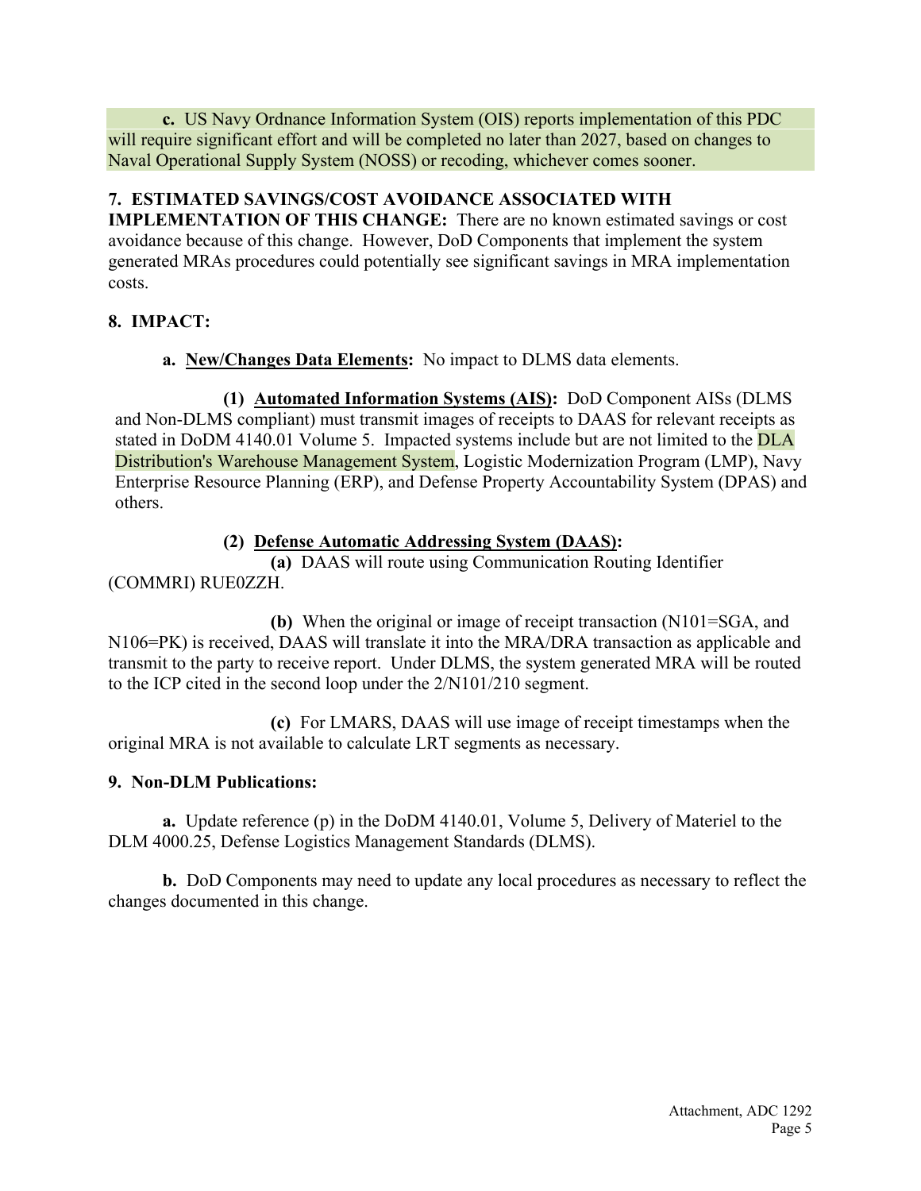**c.** US Navy Ordnance Information System (OIS) reports implementation of this PDC will require significant effort and will be completed no later than 2027, based on changes to Naval Operational Supply System (NOSS) or recoding, whichever comes sooner.

**7. ESTIMATED SAVINGS/COST AVOIDANCE ASSOCIATED WITH IMPLEMENTATION OF THIS CHANGE:** There are no known estimated savings or cost avoidance because of this change. However, DoD Components that implement the system generated MRAs procedures could potentially see significant savings in MRA implementation costs.

**8. IMPACT:**

**a.** **<u>New/Changes Data Elements</u>:** No impact to DLMS data elements.

**(1)** **<u>Automated Information Systems (AIS)</u>:** DoD Component AISs (DLMS and Non-DLMS compliant) must transmit images of receipts to DAAS for relevant receipts as stated in DoDM 4140.01 Volume 5. Impacted systems include but are not limited to the DLA Distribution's Warehouse Management System, Logistic Modernization Program (LMP), Navy Enterprise Resource Planning (ERP), and Defense Property Accountability System (DPAS) and others.

**(2)** **<u>Defense Automatic Addressing System (DAAS)</u>:**

**(a)** DAAS will route using Communication Routing Identifier (COMMRI) RUE0ZZH.

**(b)** When the original or image of receipt transaction (N101=SGA, and N106=PK) is received, DAAS will translate it into the MRA/DRA transaction as applicable and transmit to the party to receive report. Under DLMS, the system generated MRA will be routed to the ICP cited in the second loop under the 2/N101/210 segment.

**(c)** For LMARS, DAAS will use image of receipt timestamps when the original MRA is not available to calculate LRT segments as necessary.

**9. Non-DLM Publications:**

**a.** Update reference (p) in the DoDM 4140.01, Volume 5, Delivery of Materiel to the DLM 4000.25, Defense Logistics Management Standards (DLMS).

**b.** DoD Components may need to update any local procedures as necessary to reflect the changes documented in this change.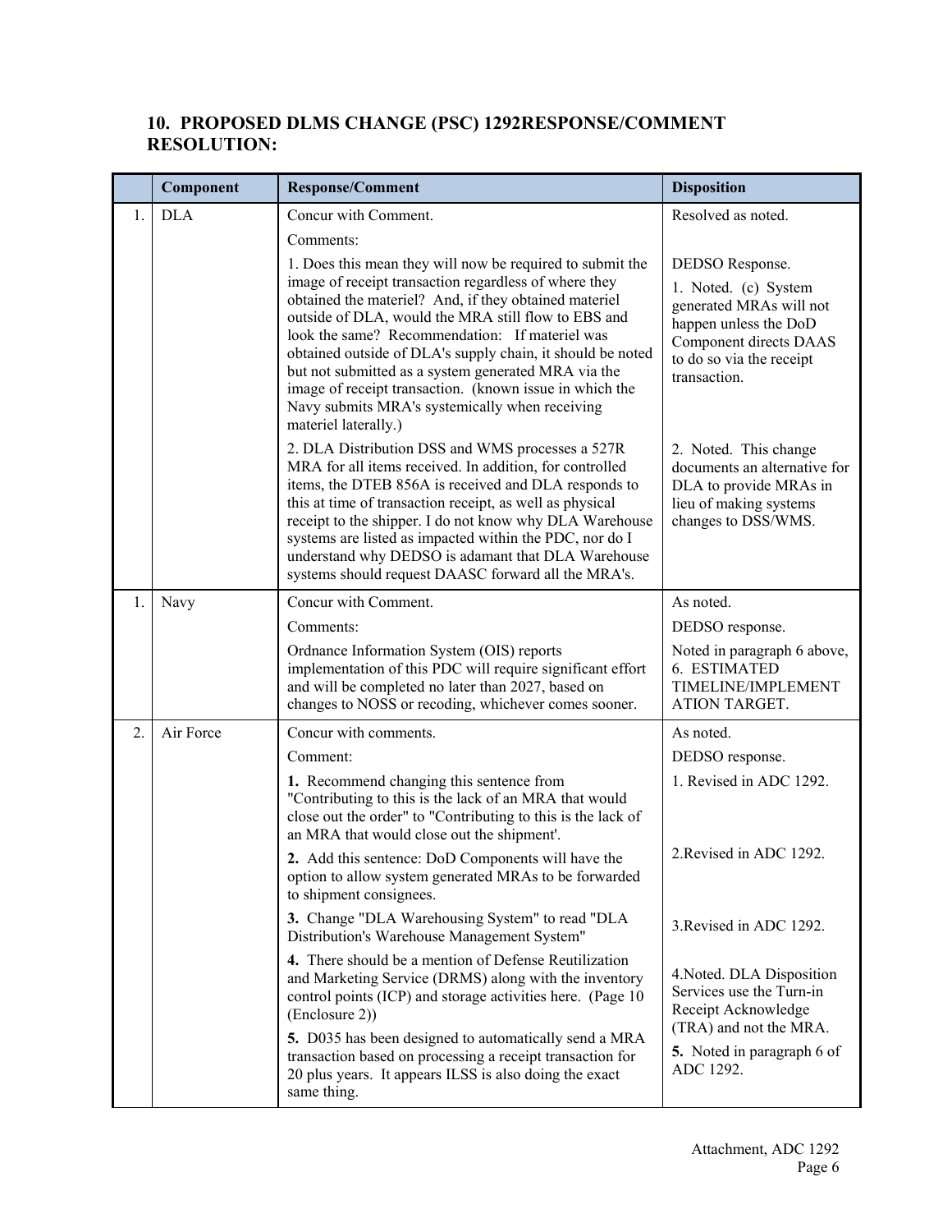## 10. PROPOSED DLMS CHANGE (PSC) 1292RESPONSE/COMMENT RESOLUTION:

| | Component | Response/Comment | Disposition |
|---|---|---|---|
| 1. | DLA | Concur with Comment.<br><br>Comments:<br><br>1. Does this mean they will now be required to submit the image of receipt transaction regardless of where they obtained the materiel? And, if they obtained materiel outside of DLA, would the MRA still flow to EBS and look the same? Recommendation: If materiel was obtained outside of DLA's supply chain, it should be noted but not submitted as a system generated MRA via the image of receipt transaction. (known issue in which the Navy submits MRA's systemically when receiving materiel laterally.)<br><br>2. DLA Distribution DSS and WMS processes a 527R MRA for all items received. In addition, for controlled items, the DTEB 856A is received and DLA responds to this at time of transaction receipt, as well as physical receipt to the shipper. I do not know why DLA Warehouse systems are listed as impacted within the PDC, nor do I understand why DEDSO is adamant that DLA Warehouse systems should request DAASC forward all the MRA's. | Resolved as noted.<br><br>DEDSO Response.<br><br>1. Noted. (c) System generated MRAs will not happen unless the DoD Component directs DAAS to do so via the receipt transaction.<br><br>2. Noted. This change documents an alternative for DLA to provide MRAs in lieu of making systems changes to DSS/WMS. |
| 1. | Navy | Concur with Comment.<br><br>Comments:<br><br>Ordnance Information System (OIS) reports implementation of this PDC will require significant effort and will be completed no later than 2027, based on changes to NOSS or recoding, whichever comes sooner. | As noted.<br><br>DEDSO response.<br><br>Noted in paragraph 6 above, 6. ESTIMATED TIMELINE/IMPLEMENT ATION TARGET. |
| 2. | Air Force | Concur with comments.<br><br>Comment:<br><br>**1.** Recommend changing this sentence from "Contributing to this is the lack of an MRA that would close out the order" to "Contributing to this is the lack of an MRA that would close out the shipment'.<br><br>**2.** Add this sentence: DoD Components will have the option to allow system generated MRAs to be forwarded to shipment consignees.<br><br>**3.** Change "DLA Warehousing System" to read "DLA Distribution's Warehouse Management System"<br><br>**4.** There should be a mention of Defense Reutilization and Marketing Service (DRMS) along with the inventory control points (ICP) and storage activities here. (Page 10 (Enclosure 2))<br><br>**5.** D035 has been designed to automatically send a MRA transaction based on processing a receipt transaction for 20 plus years. It appears ILSS is also doing the exact same thing. | As noted.<br><br>DEDSO response.<br><br>1. Revised in ADC 1292.<br><br>2.Revised in ADC 1292.<br><br>3.Revised in ADC 1292.<br><br>4.Noted. DLA Disposition Services use the Turn-in Receipt Acknowledge (TRA) and not the MRA.<br><br>**5.** Noted in paragraph 6 of ADC 1292. |

Attachment, ADC 1292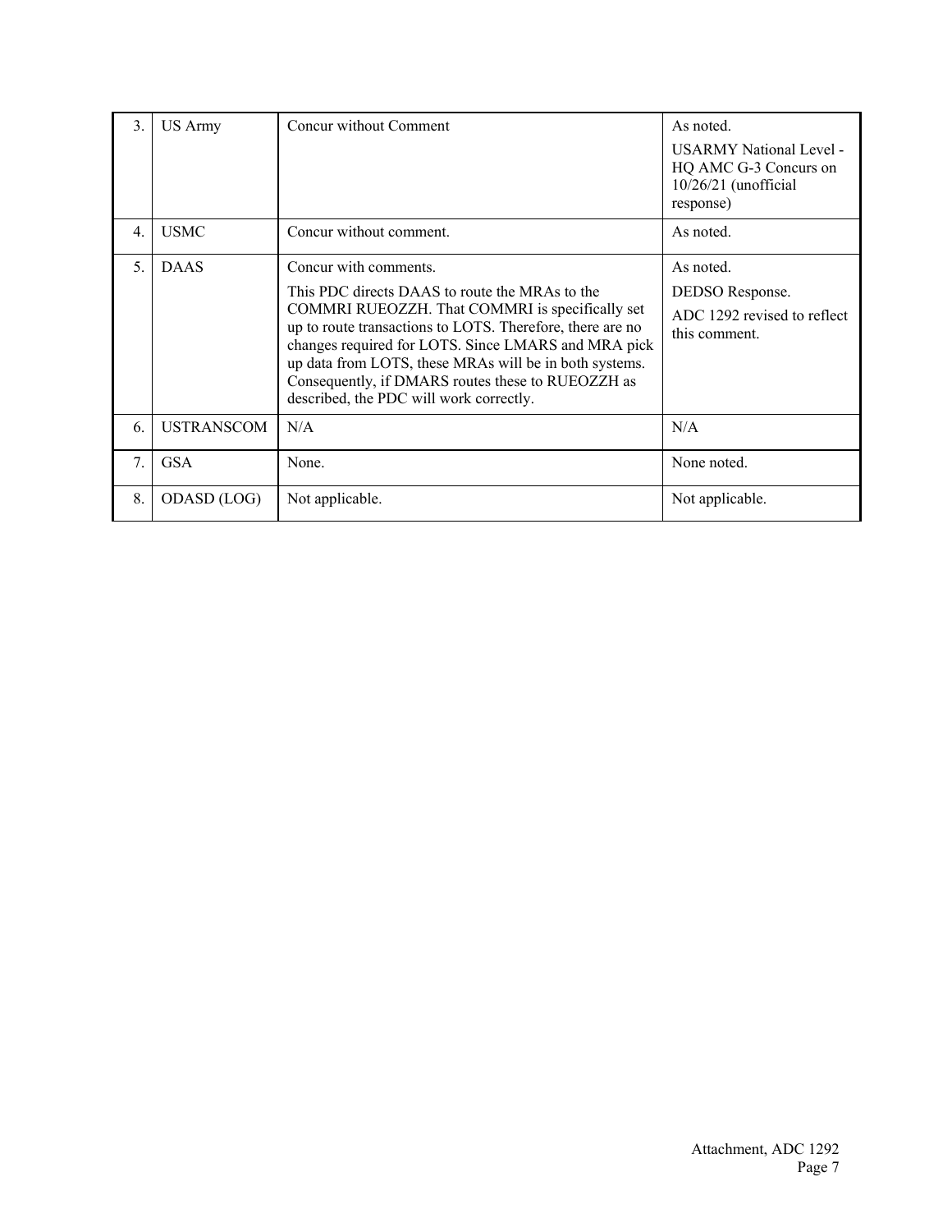| 3. | US Army | Concur without Comment | As noted.<br>USARMY National Level - HQ AMC G-3 Concurs on 10/26/21 (unofficial response) |
|---|---|---|---|
| 4. | USMC | Concur without comment. | As noted. |
| 5. | DAAS | Concur with comments.<br>This PDC directs DAAS to route the MRAs to the COMMRI RUEOZZH. That COMMRI is specifically set up to route transactions to LOTS. Therefore, there are no changes required for LOTS. Since LMARS and MRA pick up data from LOTS, these MRAs will be in both systems. Consequently, if DMARS routes these to RUEOZZH as described, the PDC will work correctly. | As noted.<br>DEDSO Response.<br>ADC 1292 revised to reflect this comment. |
| 6. | USTRANSCOM | N/A | N/A |
| 7. | GSA | None. | None noted. |
| 8. | ODASD (LOG) | Not applicable. | Not applicable. |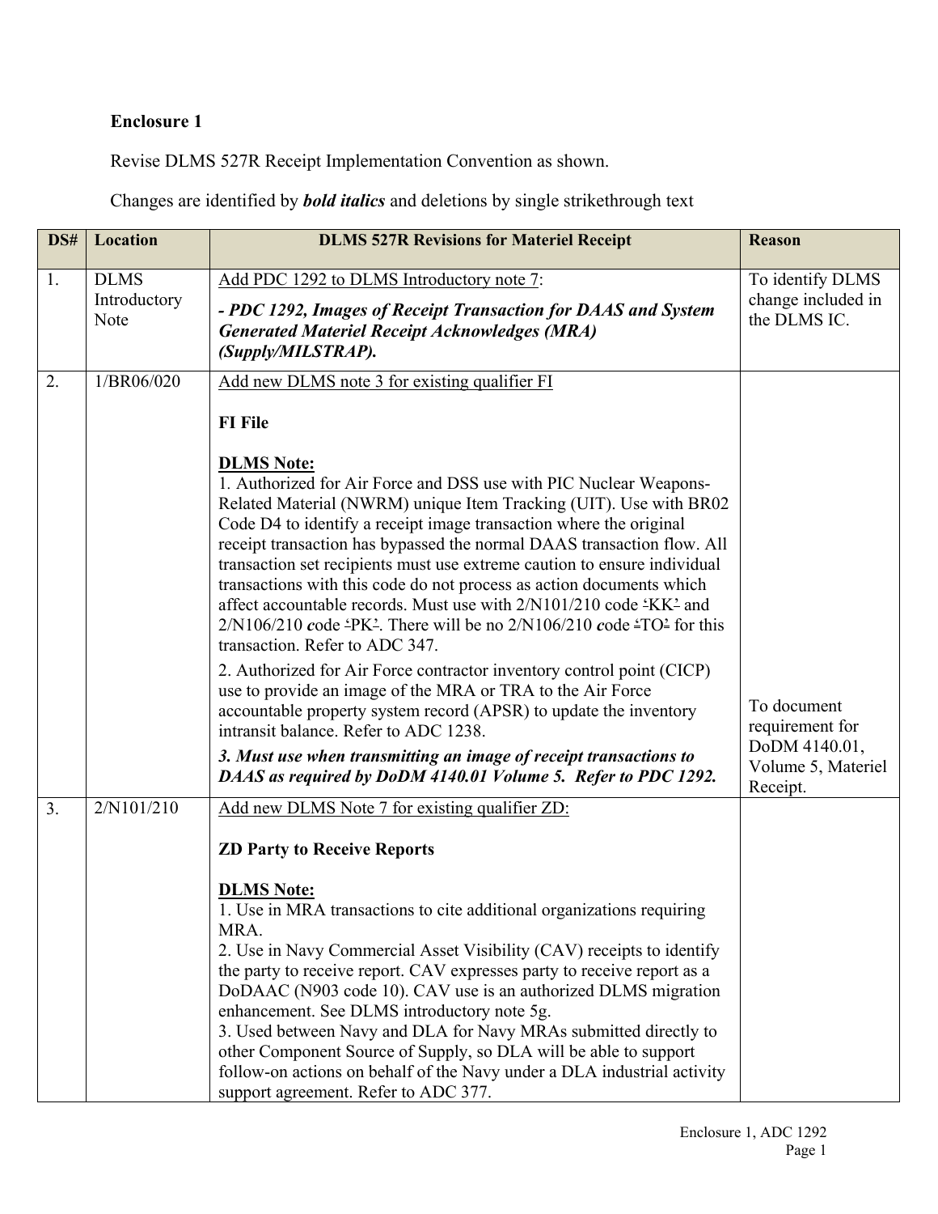**Enclosure 1**

Revise DLMS 527R Receipt Implementation Convention as shown.

Changes are identified by ***bold italics*** and deletions by single strikethrough text

| DS# | Location | DLMS 527R Revisions for Materiel Receipt | Reason |
|---|---|---|---|
| 1. | DLMS Introductory Note | <u>Add PDC 1292 to DLMS Introductory note 7</u>:<br><br>***- PDC 1292, Images of Receipt Transaction for DAAS and System Generated Materiel Receipt Acknowledges (MRA) (Supply/MILSTRAP).*** | To identify DLMS change included in the DLMS IC. |
| 2. | 1/BR06/020 | <u>Add new DLMS note 3 for existing qualifier FI</u><br><br>**FI File**<br><br>**<u>DLMS Note:</u>**<br>1. Authorized for Air Force and DSS use with PIC Nuclear Weapons-Related Material (NWRM) unique Item Tracking (UIT). Use with BR02 Code D4 to identify a receipt image transaction where the original receipt transaction has bypassed the normal DAAS transaction flow. All transaction set recipients must use extreme caution to ensure individual transactions with this code do not process as action documents which affect accountable records. Must use with 2/N101/210 code ~~'~~KK~~'~~ and 2/N106/210 ***c***ode ~~'~~PK~~'~~. There will be no 2/N106/210 ***c***ode ~~'~~TO~~'~~ for this transaction. Refer to ADC 347.<br>2. Authorized for Air Force contractor inventory control point (CICP) use to provide an image of the MRA or TRA to the Air Force accountable property system record (APSR) to update the inventory intransit balance. Refer to ADC 1238.<br>***3. Must use when transmitting an image of receipt transactions to DAAS as required by DoDM 4140.01 Volume 5. Refer to PDC 1292.*** | To document requirement for DoDM 4140.01, Volume 5, Materiel Receipt. |
| 3. | 2/N101/210 | <u>Add new DLMS Note 7 for existing qualifier ZD:</u><br><br>**ZD Party to Receive Reports**<br><br>**<u>DLMS Note:</u>**<br>1. Use in MRA transactions to cite additional organizations requiring MRA.<br>2. Use in Navy Commercial Asset Visibility (CAV) receipts to identify the party to receive report. CAV expresses party to receive report as a DoDAAC (N903 code 10). CAV use is an authorized DLMS migration enhancement. See DLMS introductory note 5g.<br>3. Used between Navy and DLA for Navy MRAs submitted directly to other Component Source of Supply, so DLA will be able to support follow-on actions on behalf of the Navy under a DLA industrial activity support agreement. Refer to ADC 377. | |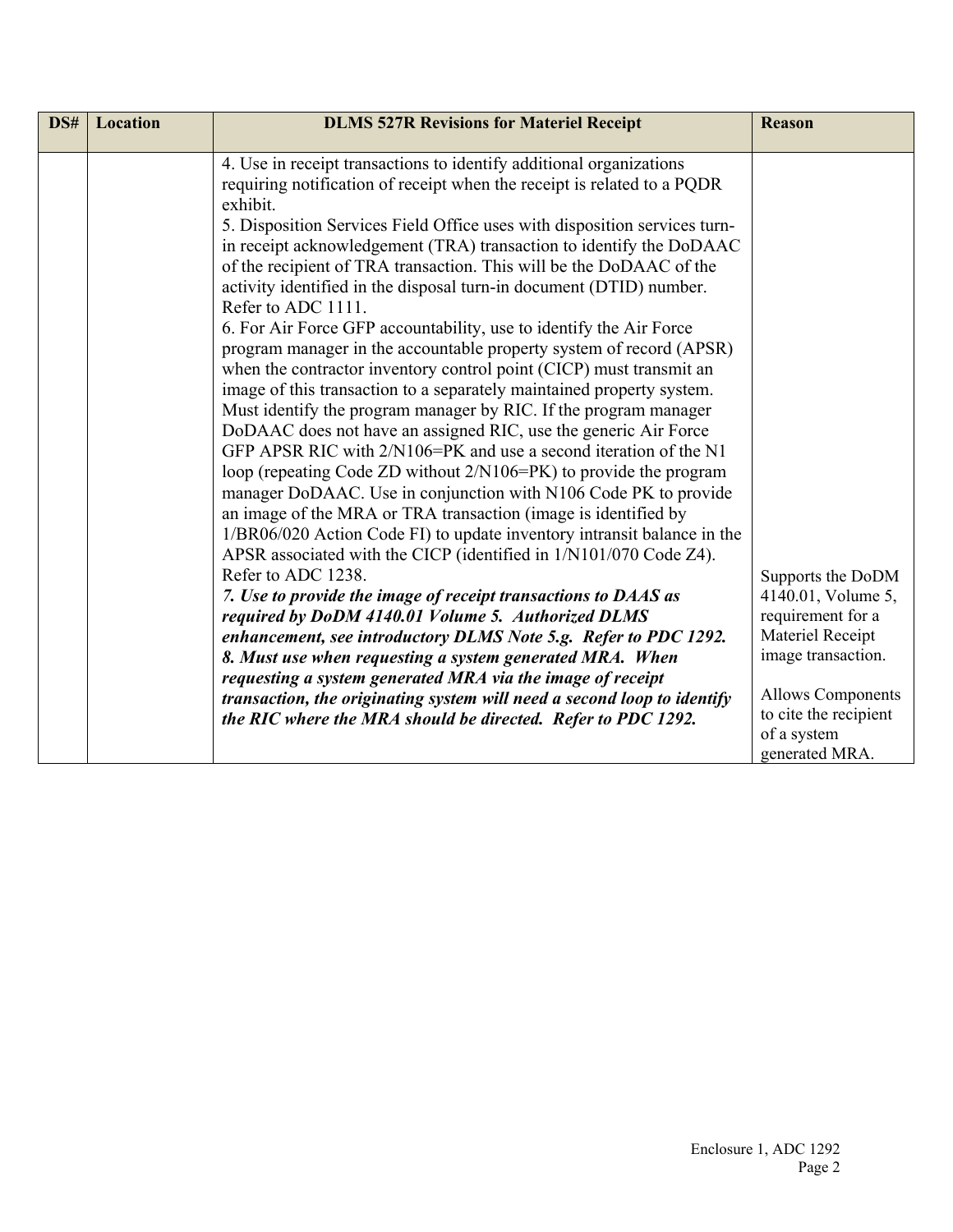| DS# | Location | DLMS 527R Revisions for Materiel Receipt | Reason |
|---|---|---|---|
| | | 4. Use in receipt transactions to identify additional organizations requiring notification of receipt when the receipt is related to a PQDR exhibit.<br>5. Disposition Services Field Office uses with disposition services turn-in receipt acknowledgement (TRA) transaction to identify the DoDAAC of the recipient of TRA transaction. This will be the DoDAAC of the activity identified in the disposal turn-in document (DTID) number. Refer to ADC 1111.<br>6. For Air Force GFP accountability, use to identify the Air Force program manager in the accountable property system of record (APSR) when the contractor inventory control point (CICP) must transmit an image of this transaction to a separately maintained property system. Must identify the program manager by RIC. If the program manager DoDAAC does not have an assigned RIC, use the generic Air Force GFP APSR RIC with 2/N106=PK and use a second iteration of the N1 loop (repeating Code ZD without 2/N106=PK) to provide the program manager DoDAAC. Use in conjunction with N106 Code PK to provide an image of the MRA or TRA transaction (image is identified by 1/BR06/020 Action Code FI) to update inventory intransit balance in the APSR associated with the CICP (identified in 1/N101/070 Code Z4). Refer to ADC 1238.<br>***7. Use to provide the image of receipt transactions to DAAS as required by DoDM 4140.01 Volume 5. Authorized DLMS enhancement, see introductory DLMS Note 5.g. Refer to PDC 1292.***<br>***8. Must use when requesting a system generated MRA. When requesting a system generated MRA via the image of receipt transaction, the originating system will need a second loop to identify the RIC where the MRA should be directed. Refer to PDC 1292.*** | Supports the DoDM 4140.01, Volume 5, requirement for a Materiel Receipt image transaction.<br><br>Allows Components to cite the recipient of a system generated MRA. |

Enclosure 1, ADC 1292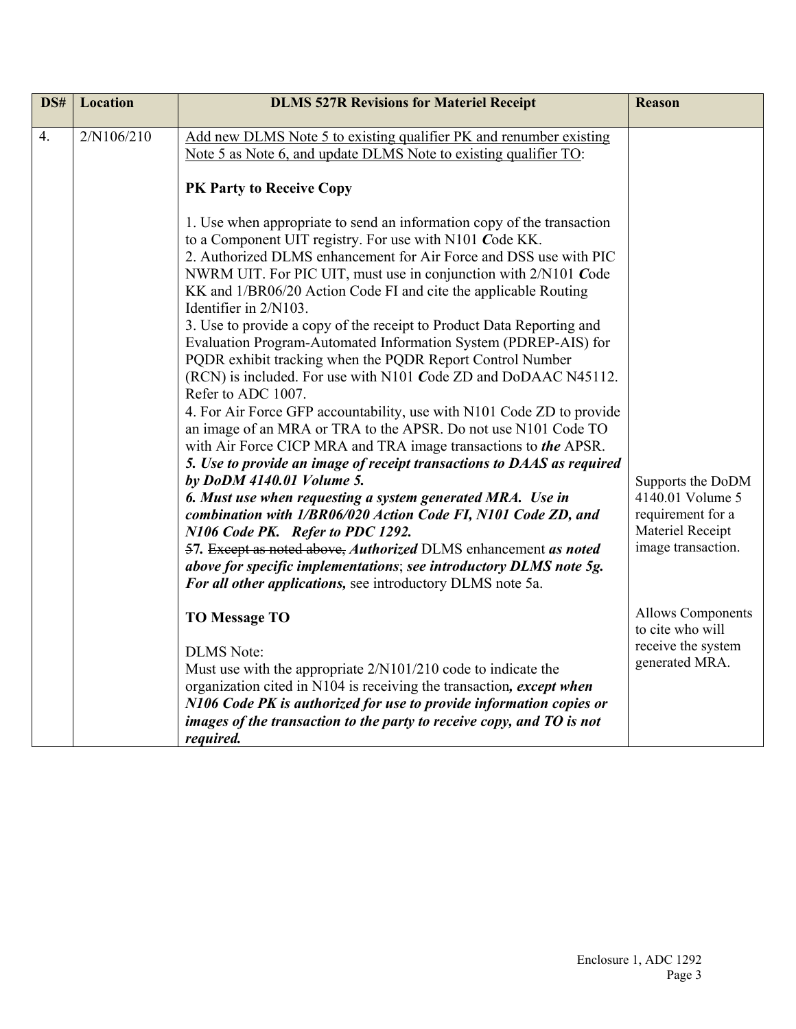| DS# | Location | DLMS 527R Revisions for Materiel Receipt | Reason |
|---|---|---|---|
| 4. | 2/N106/210 | <u>Add new DLMS Note 5 to existing qualifier PK and renumber existing Note 5 as Note 6, and update DLMS Note to existing qualifier TO</u>:<br><br>**PK Party to Receive Copy**<br><br>1. Use when appropriate to send an information copy of the transaction to a Component UIT registry. For use with N101 ***C***ode KK.<br>2. Authorized DLMS enhancement for Air Force and DSS use with PIC NWRM UIT. For PIC UIT, must use in conjunction with 2/N101 ***C***ode KK and 1/BR06/20 Action Code FI and cite the applicable Routing Identifier in 2/N103.<br>3. Use to provide a copy of the receipt to Product Data Reporting and Evaluation Program-Automated Information System (PDREP-AIS) for PQDR exhibit tracking when the PQDR Report Control Number (RCN) is included. For use with N101 ***C***ode ZD and DoDAAC N45112. Refer to ADC 1007.<br>4. For Air Force GFP accountability, use with N101 Code ZD to provide an image of an MRA or TRA to the APSR. Do not use N101 Code TO with Air Force CICP MRA and TRA image transactions to ***the*** APSR.<br>***5. Use to provide an image of receipt transactions to DAAS as required by DoDM 4140.01 Volume 5.***<br>***6. Must use when requesting a system generated MRA. Use in combination with 1/BR06/020 Action Code FI, N101 Code ZD, and N106 Code PK. Refer to PDC 1292.***<br>~~5~~***7.*** ~~Except as noted above,~~ ***Authorized*** DLMS enhancement ***as noted above for specific implementations***; ***see introductory DLMS note 5g. For all other applications,*** see introductory DLMS note 5a.<br><br>**TO Message TO**<br><br>DLMS Note:<br>Must use with the appropriate 2/N101/210 code to indicate the organization cited in N104 is receiving the transaction***, except when N106 Code PK is authorized for use to provide information copies or images of the transaction to the party to receive copy, and TO is not required.*** | Supports the DoDM 4140.01 Volume 5 requirement for a Materiel Receipt image transaction.<br><br>Allows Components to cite who will receive the system generated MRA. |

Enclosure 1, ADC 1292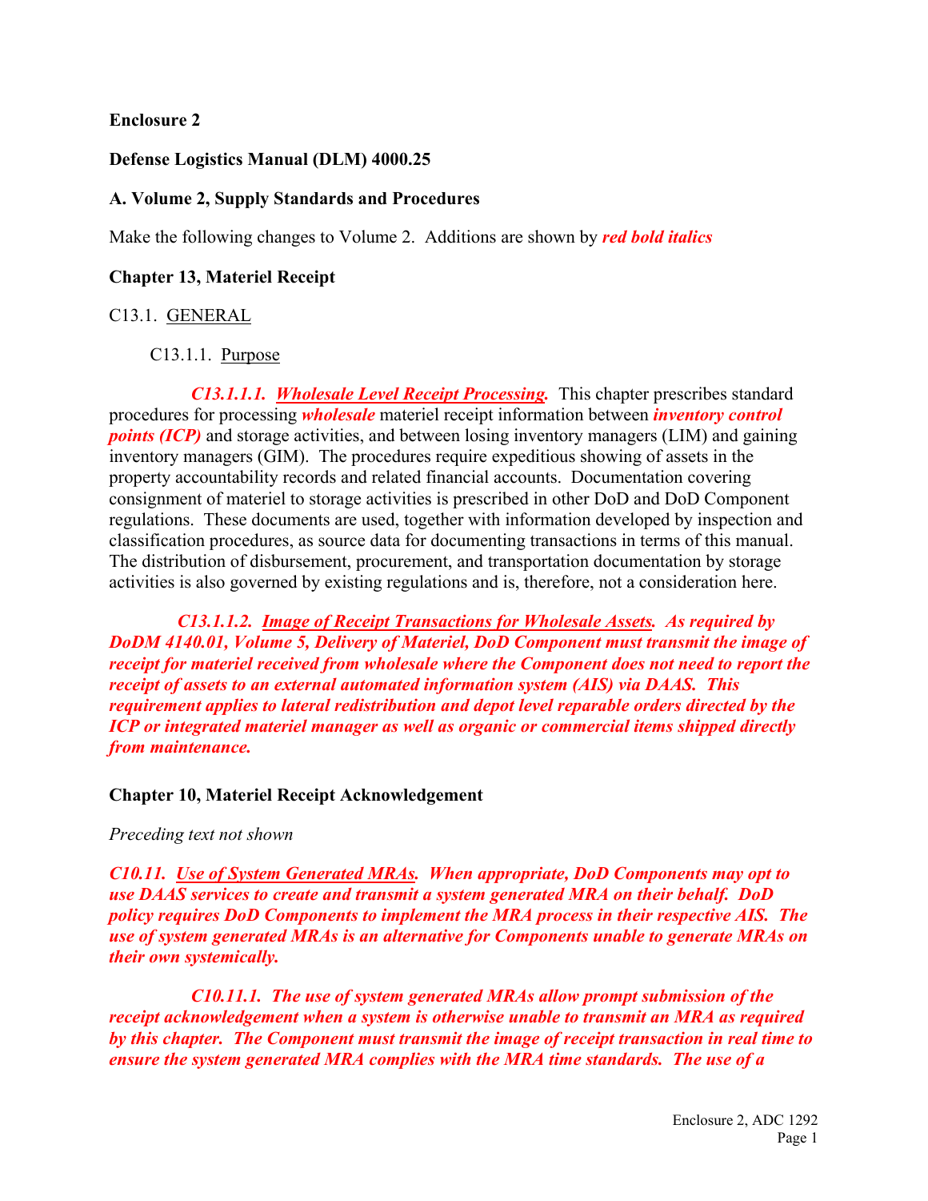**Enclosure 2**

**Defense Logistics Manual (DLM) 4000.25**

**A. Volume 2, Supply Standards and Procedures**

Make the following changes to Volume 2. Additions are shown by ***red bold italics***

**Chapter 13, Materiel Receipt**

C13.1. GENERAL

C13.1.1. Purpose

***C13.1.1.1. Wholesale Level Receipt Processing.*** This chapter prescribes standard procedures for processing ***wholesale*** materiel receipt information between ***inventory control points (ICP)*** and storage activities, and between losing inventory managers (LIM) and gaining inventory managers (GIM). The procedures require expeditious showing of assets in the property accountability records and related financial accounts. Documentation covering consignment of materiel to storage activities is prescribed in other DoD and DoD Component regulations. These documents are used, together with information developed by inspection and classification procedures, as source data for documenting transactions in terms of this manual. The distribution of disbursement, procurement, and transportation documentation by storage activities is also governed by existing regulations and is, therefore, not a consideration here.

***C13.1.1.2. Image of Receipt Transactions for Wholesale Assets. As required by DoDM 4140.01, Volume 5, Delivery of Materiel, DoD Component must transmit the image of receipt for materiel received from wholesale where the Component does not need to report the receipt of assets to an external automated information system (AIS) via DAAS. This requirement applies to lateral redistribution and depot level reparable orders directed by the ICP or integrated materiel manager as well as organic or commercial items shipped directly from maintenance.***

**Chapter 10, Materiel Receipt Acknowledgement**

*Preceding text not shown*

***C10.11. Use of System Generated MRAs. When appropriate, DoD Components may opt to use DAAS services to create and transmit a system generated MRA on their behalf. DoD policy requires DoD Components to implement the MRA process in their respective AIS. The use of system generated MRAs is an alternative for Components unable to generate MRAs on their own systemically.***

***C10.11.1. The use of system generated MRAs allow prompt submission of the receipt acknowledgement when a system is otherwise unable to transmit an MRA as required by this chapter. The Component must transmit the image of receipt transaction in real time to ensure the system generated MRA complies with the MRA time standards. The use of a***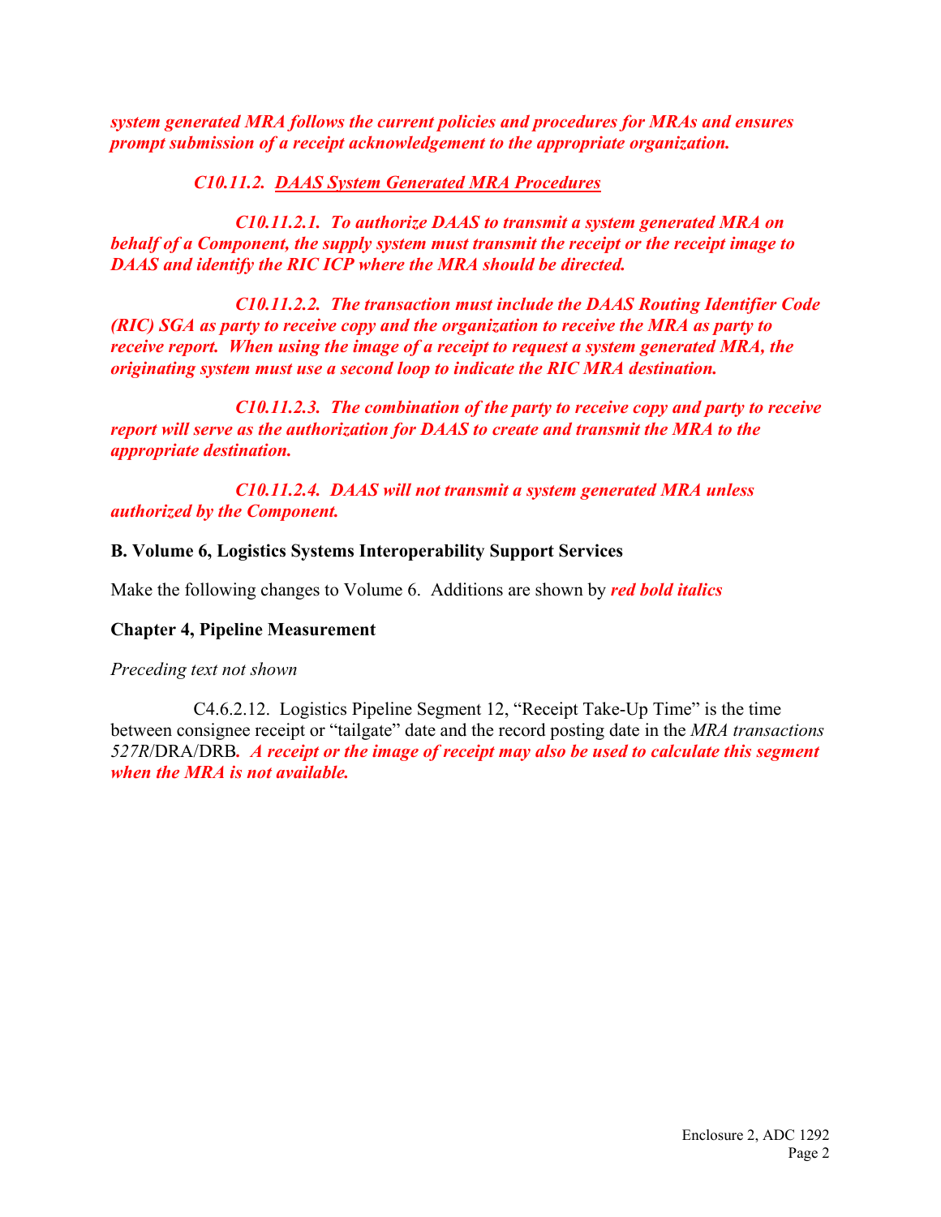***system generated MRA follows the current policies and procedures for MRAs and ensures prompt submission of a receipt acknowledgement to the appropriate organization.***

***C10.11.2. <u>DAAS System Generated MRA Procedures</u>***

***C10.11.2.1. To authorize DAAS to transmit a system generated MRA on behalf of a Component, the supply system must transmit the receipt or the receipt image to DAAS and identify the RIC ICP where the MRA should be directed.***

***C10.11.2.2. The transaction must include the DAAS Routing Identifier Code (RIC) SGA as party to receive copy and the organization to receive the MRA as party to receive report. When using the image of a receipt to request a system generated MRA, the originating system must use a second loop to indicate the RIC MRA destination.***

***C10.11.2.3. The combination of the party to receive copy and party to receive report will serve as the authorization for DAAS to create and transmit the MRA to the appropriate destination.***

***C10.11.2.4. DAAS will not transmit a system generated MRA unless authorized by the Component.***

**B. Volume 6, Logistics Systems Interoperability Support Services**

Make the following changes to Volume 6. Additions are shown by ***red bold italics***

**Chapter 4, Pipeline Measurement**

*Preceding text not shown*

C4.6.2.12. Logistics Pipeline Segment 12, "Receipt Take-Up Time" is the time between consignee receipt or "tailgate" date and the record posting date in the *MRA transactions 527R*/DRA/DRB***. A receipt or the image of receipt may also be used to calculate this segment when the MRA is not available.***